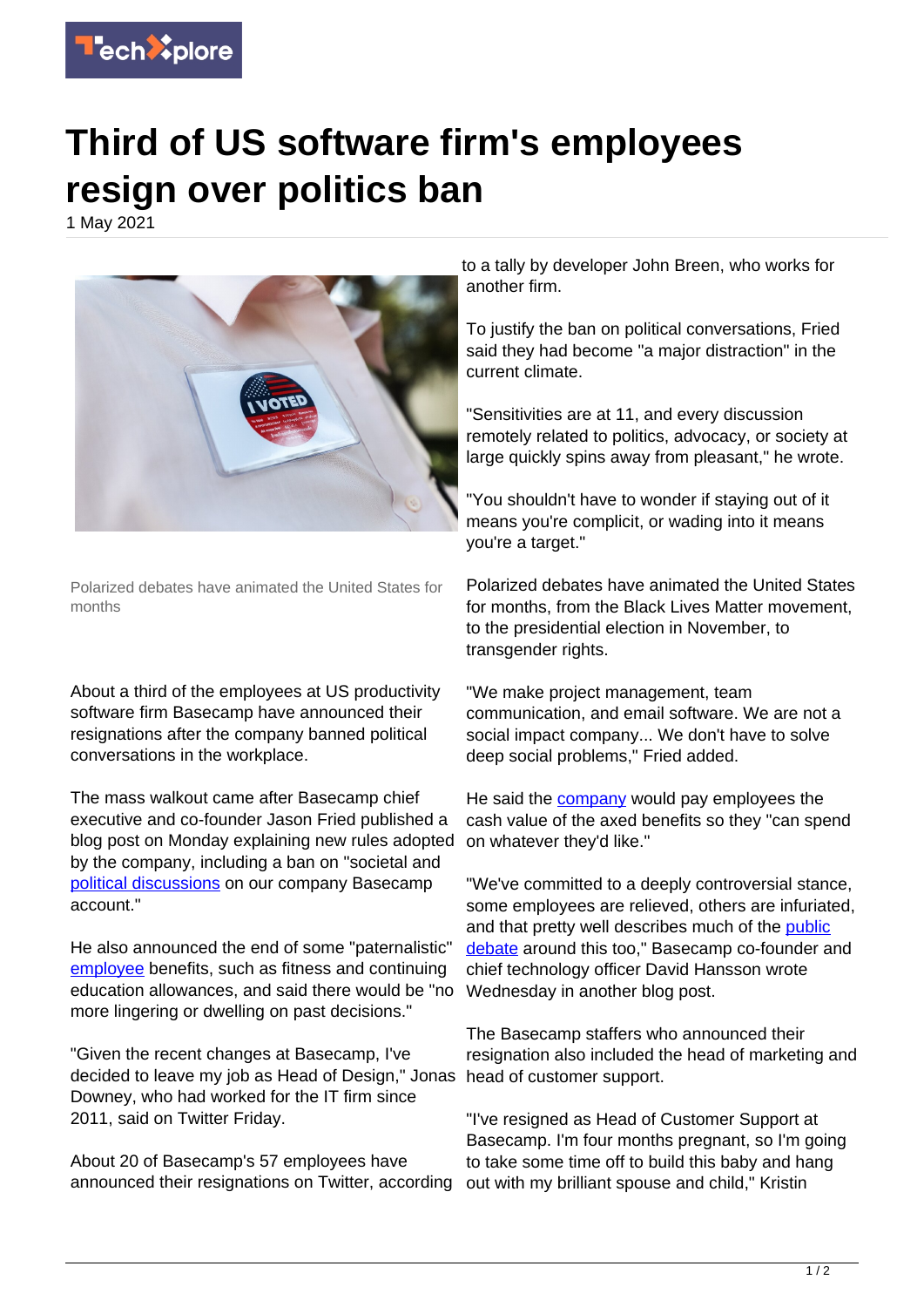# Third of US software firm's employees resign over politics ban

1 May 2021

Polarized debates have animated the United States for months

About a third of the employees at US productivity software firm Basecamp have announced their resignations after the company banned political conversations in the workplace.

The mass walkout came after Basecamp chief executive and co-founder Jason Fried published a blog post on Monday explaining new rules adopted by the company, including a ban on "societal and political discussions on our company Basecamp account."

He also announced the end of some "paternalistic" employee benefits, such as fitness and continuing education allowances, and said there would be "no more lingering or dwelling on past decisions."

"Given the recent changes at Basecamp, I've decided to leave my job as Head of Design," Jonas Downey, who had worked for the IT firm since 2011, said on Twitter Friday.

About 20 of Basecamp's 57 employees have announced their resignations on Twitter, according to a tally by developer John Breen, who works for another firm.

To justify the ban on political conversations, Fried said they had become "a major distraction" in the current climate.

"Sensitivities are at 11, and every discussion remotely related to politics, advocacy, or society at large quickly spins away from pleasant," he wrote.

"You shouldn't have to wonder if staying out of it means you're complicit, or wading into it means you're a target."

Polarized debates have animated the United States for months, from the Black Lives Matter movement, to the presidential election in November, to transgender rights.

"We make project management, team communication, and email software. We are not a social impact company... We don't have to solve deep social problems," Fried added.

He said the company would pay employees the cash value of the axed benefits so they "can spend on whatever they'd like."

"We've committed to a deeply controversial stance, some employees are relieved, others are infuriated, and that pretty well describes much of the public debate around this too," Basecamp co-founder and chief technology officer David Hansson wrote Wednesday in another blog post.

The Basecamp staffers who announced their resignation also included the head of marketing and head of customer support.

"I've resigned as Head of Customer Support at Basecamp. I'm four months pregnant, so I'm going to take some time off to build this baby and hang out with my brilliant spouse and child," Kristin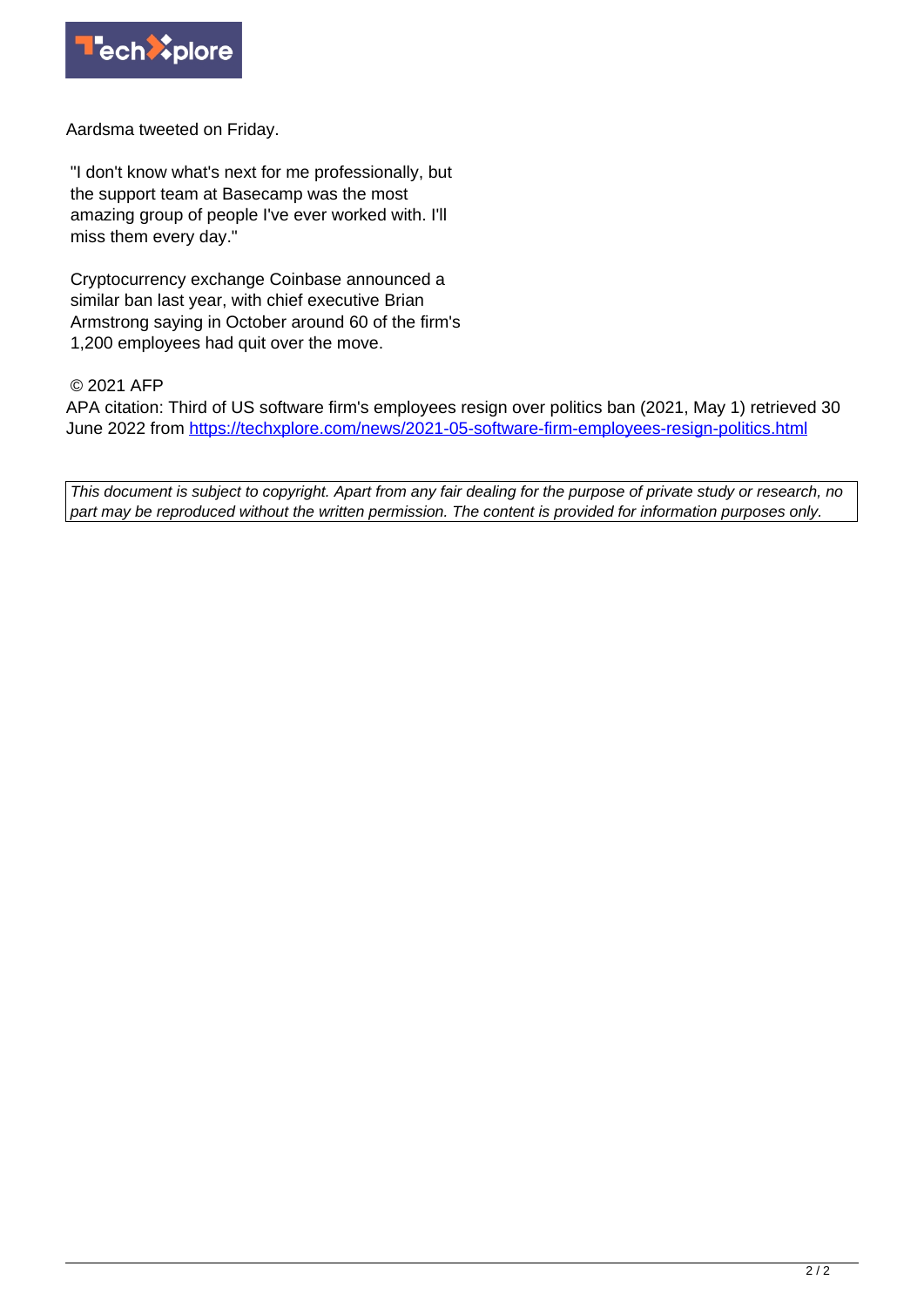Aardsma tweeted on Friday.

"I don't know what's next for me professionally, but the support team at Basecamp was the most amazing group of people I've ever worked with. I'll miss them every day."

Cryptocurrency exchange Coinbase announced a similar ban last year, with chief executive Brian Armstrong saying in October around 60 of the firm's 1,200 employees had quit over the move.

© 2021 AFP

APA citation: Third of US software firm's employees resign over politics ban (2021, May 1) retrieved 30 June 2022 from https://techxplore.com/news/2021-05-software-firm-employees-resign-politics.html

*This document is subject to copyright. Apart from any fair dealing for the purpose of private study or research, no part may be reproduced without the written permission. The content is provided for information purposes only.*